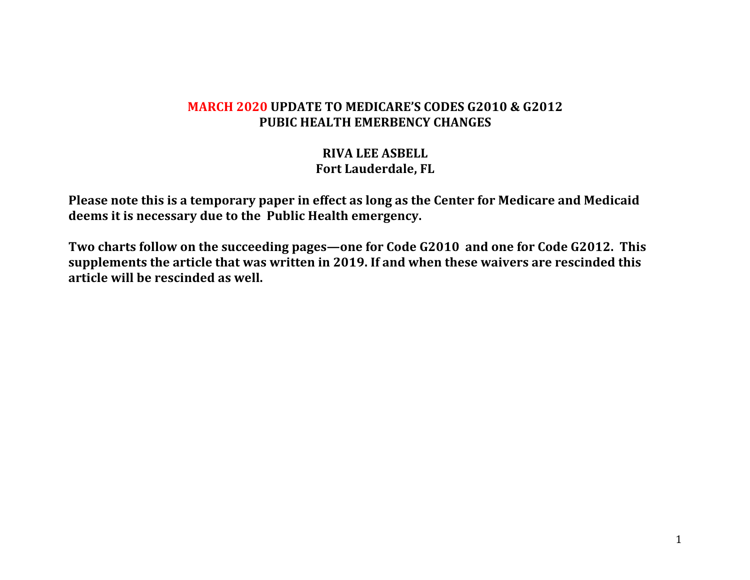# MARCH 2020 UPDATE TO MEDICARE'S CODES G2010 & G2012
## PUBIC HEALTH EMERBENCY CHANGES

**RIVA LEE ASBELL**
**Fort Lauderdale, FL**

**Please note this is a temporary paper in effect as long as the Center for Medicare and Medicaid deems it is necessary due to the Public Health emergency.**

**Two charts follow on the succeeding pages—one for Code G2010 and one for Code G2012. This supplements the article that was written in 2019. If and when these waivers are rescinded this article will be rescinded as well.**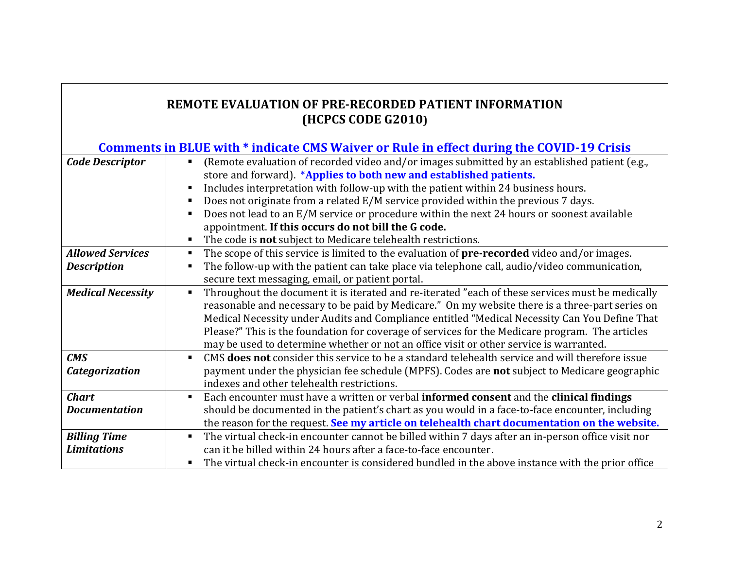**REMOTE EVALUATION OF PRE-RECORDED PATIENT INFORMATION**
**(HCPCS CODE G2010)**

**Comments in BLUE with * indicate CMS Waiver or Rule in effect during the COVID-19 Crisis**

| | |
|---|---|
| ***Code Descriptor*** | ▪ **(**Remote evaluation of recorded video and/or images submitted by an established patient (e.g., store and forward). ***Applies to both new and established patients.**<br>▪ Includes interpretation with follow-up with the patient within 24 business hours.<br>▪ Does not originate from a related E/M service provided within the previous 7 days.<br>▪ Does not lead to an E/M service or procedure within the next 24 hours or soonest available appointment. **If this occurs do not bill the G code.**<br>▪ The code is **not** subject to Medicare telehealth restrictions. |
| ***Allowed Services Description*** | ▪ The scope of this service is limited to the evaluation of **pre-recorded** video and/or images.<br>▪ The follow-up with the patient can take place via telephone call, audio/video communication, secure text messaging, email, or patient portal. |
| ***Medical Necessity*** | ▪ Throughout the document it is iterated and re-iterated "each of these services must be medically reasonable and necessary to be paid by Medicare." On my website there is a three-part series on Medical Necessity under Audits and Compliance entitled "Medical Necessity Can You Define That Please?" This is the foundation for coverage of services for the Medicare program. The articles may be used to determine whether or not an office visit or other service is warranted. |
| ***CMS Categorization*** | ▪ CMS **does not** consider this service to be a standard telehealth service and will therefore issue payment under the physician fee schedule (MPFS). Codes are **not** subject to Medicare geographic indexes and other telehealth restrictions. |
| ***Chart Documentation*** | ▪ Each encounter must have a written or verbal **informed consent** and the **clinical findings** should be documented in the patient's chart as you would in a face-to-face encounter, including the reason for the request. **See my article on telehealth chart documentation on the website.** |
| ***Billing Time Limitations*** | ▪ The virtual check-in encounter cannot be billed within 7 days after an in-person office visit nor can it be billed within 24 hours after a face-to-face encounter.<br>▪ The virtual check-in encounter is considered bundled in the above instance with the prior office |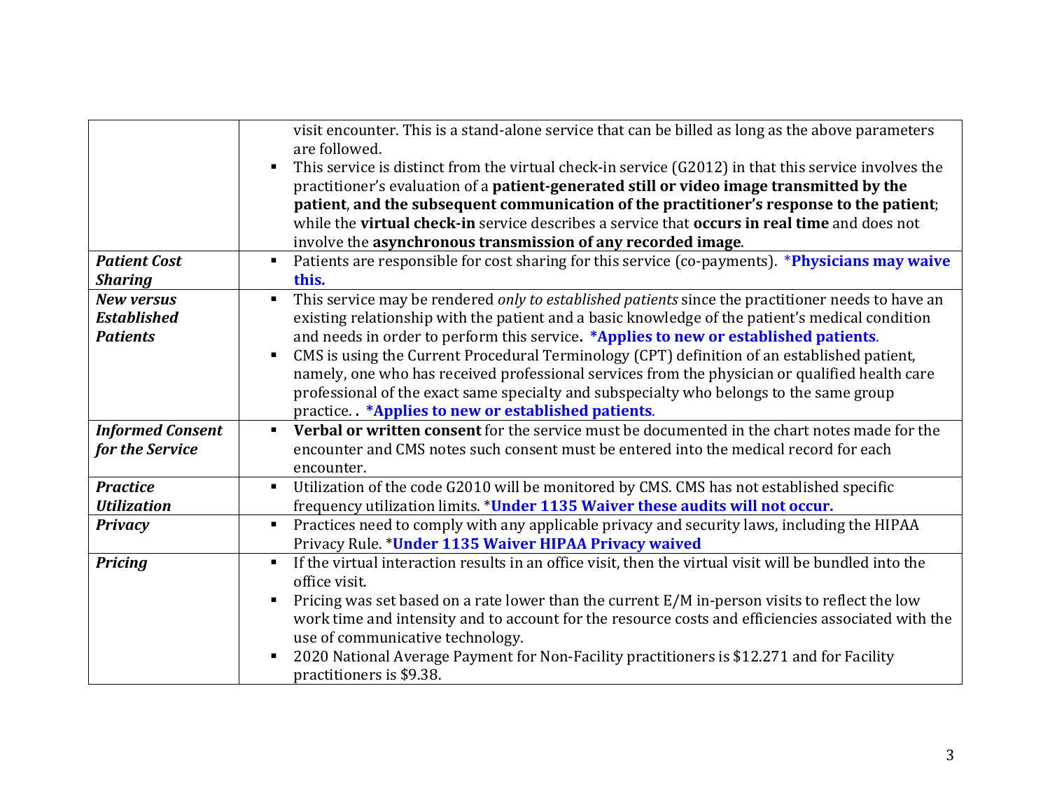| | |
|---|---|
| | visit encounter. This is a stand-alone service that can be billed as long as the above parameters are followed.<br>▪ This service is distinct from the virtual check-in service (G2012) in that this service involves the practitioner's evaluation of a **patient-generated still or video image transmitted by the patient**, **and the subsequent communication of the practitioner's response to the patient**; while the **virtual check-in** service describes a service that **occurs in real time** and does not involve the **asynchronous transmission of any recorded image**. |
| ***Patient Cost Sharing*** | ▪ Patients are responsible for cost sharing for this service (co-payments). ***Physicians may waive this.** |
| ***New versus Established Patients*** | ▪ This service may be rendered *only to established patients* since the practitioner needs to have an existing relationship with the patient and a basic knowledge of the patient's medical condition and needs in order to perform this service**.** ***Applies to new or established patients**.<br>▪ CMS is using the Current Procedural Terminology (CPT) definition of an established patient, namely, one who has received professional services from the physician or qualified health care professional of the exact same specialty and subspecialty who belongs to the same group practice. **.** ***Applies to new or established patients**. |
| ***Informed Consent for the Service*** | ▪ **Verbal or written consent** for the service must be documented in the chart notes made for the encounter and CMS notes such consent must be entered into the medical record for each encounter. |
| ***Practice Utilization*** | ▪ Utilization of the code G2010 will be monitored by CMS. CMS has not established specific frequency utilization limits. ***Under 1135 Waiver these audits will not occur.** |
| ***Privacy*** | ▪ Practices need to comply with any applicable privacy and security laws, including the HIPAA Privacy Rule. ***Under 1135 Waiver HIPAA Privacy waived** |
| ***Pricing*** | ▪ If the virtual interaction results in an office visit, then the virtual visit will be bundled into the office visit.<br>▪ Pricing was set based on a rate lower than the current E/M in-person visits to reflect the low work time and intensity and to account for the resource costs and efficiencies associated with the use of communicative technology.<br>▪ 2020 National Average Payment for Non-Facility practitioners is $12.271 and for Facility practitioners is $9.38. |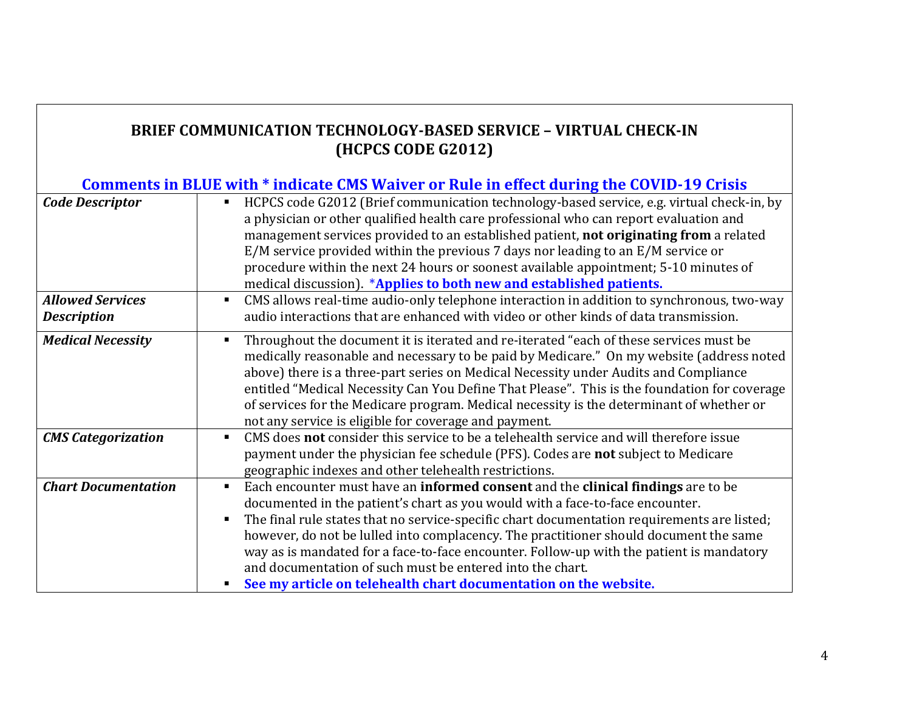## BRIEF COMMUNICATION TECHNOLOGY-BASED SERVICE – VIRTUAL CHECK-IN (HCPCS CODE G2012)

**Comments in BLUE with * indicate CMS Waiver or Rule in effect during the COVID-19 Crisis**

| | |
|---|---|
| ***Code Descriptor*** | ▪ HCPCS code G2012 (Brief communication technology-based service, e.g. virtual check-in, by a physician or other qualified health care professional who can report evaluation and management services provided to an established patient, **not originating from** a related E/M service provided within the previous 7 days nor leading to an E/M service or procedure within the next 24 hours or soonest available appointment; 5-10 minutes of medical discussion). ***Applies to both new and established patients.** |
| ***Allowed Services Description*** | ▪ CMS allows real-time audio-only telephone interaction in addition to synchronous, two-way audio interactions that are enhanced with video or other kinds of data transmission. |
| ***Medical Necessity*** | ▪ Throughout the document it is iterated and re-iterated "each of these services must be medically reasonable and necessary to be paid by Medicare." On my website (address noted above) there is a three-part series on Medical Necessity under Audits and Compliance entitled "Medical Necessity Can You Define That Please". This is the foundation for coverage of services for the Medicare program. Medical necessity is the determinant of whether or not any service is eligible for coverage and payment. |
| ***CMS Categorization*** | ▪ CMS does **not** consider this service to be a telehealth service and will therefore issue payment under the physician fee schedule (PFS). Codes are **not** subject to Medicare geographic indexes and other telehealth restrictions. |
| ***Chart Documentation*** | ▪ Each encounter must have an **informed consent** and the **clinical findings** are to be documented in the patient's chart as you would with a face-to-face encounter.<br>▪ The final rule states that no service-specific chart documentation requirements are listed; however, do not be lulled into complacency. The practitioner should document the same way as is mandated for a face-to-face encounter. Follow-up with the patient is mandatory and documentation of such must be entered into the chart.<br>▪ **See my article on telehealth chart documentation on the website.** |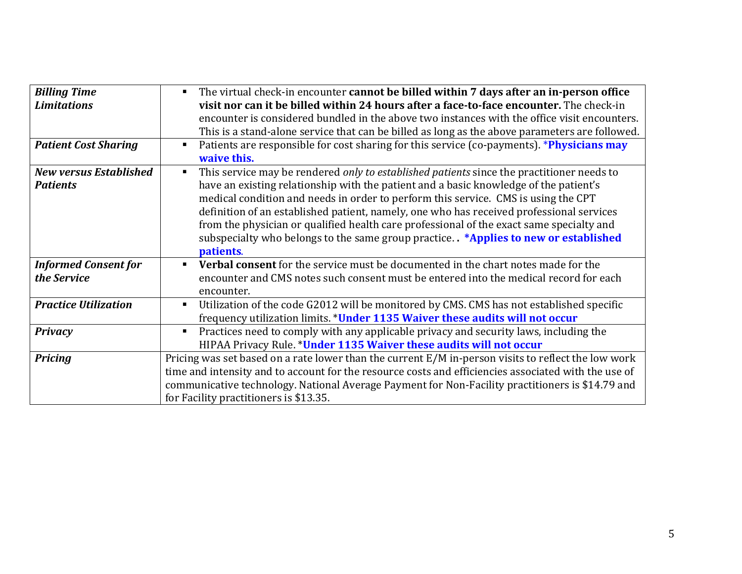| | |
|---|---|
| ***Billing Time Limitations*** | ▪ The virtual check-in encounter **cannot be billed within 7 days after an in-person office visit nor can it be billed within 24 hours after a face-to-face encounter.** The check-in encounter is considered bundled in the above two instances with the office visit encounters. This is a stand-alone service that can be billed as long as the above parameters are followed. |
| ***Patient Cost Sharing*** | ▪ Patients are responsible for cost sharing for this service (co-payments). ***Physicians may waive this.** |
| ***New versus Established Patients*** | ▪ This service may be rendered *only to established patients* since the practitioner needs to have an existing relationship with the patient and a basic knowledge of the patient's medical condition and needs in order to perform this service. CMS is using the CPT definition of an established patient, namely, one who has received professional services from the physician or qualified health care professional of the exact same specialty and subspecialty who belongs to the same group practice. **.** ***Applies to new or established patients.** |
| ***Informed Consent for the Service*** | ▪ **Verbal consent** for the service must be documented in the chart notes made for the encounter and CMS notes such consent must be entered into the medical record for each encounter. |
| ***Practice Utilization*** | ▪ Utilization of the code G2012 will be monitored by CMS. CMS has not established specific frequency utilization limits. ***Under 1135 Waiver these audits will not occur** |
| ***Privacy*** | ▪ Practices need to comply with any applicable privacy and security laws, including the HIPAA Privacy Rule. ***Under 1135 Waiver these audits will not occur** |
| ***Pricing*** | Pricing was set based on a rate lower than the current E/M in-person visits to reflect the low work time and intensity and to account for the resource costs and efficiencies associated with the use of communicative technology. National Average Payment for Non-Facility practitioners is $14.79 and for Facility practitioners is $13.35. |